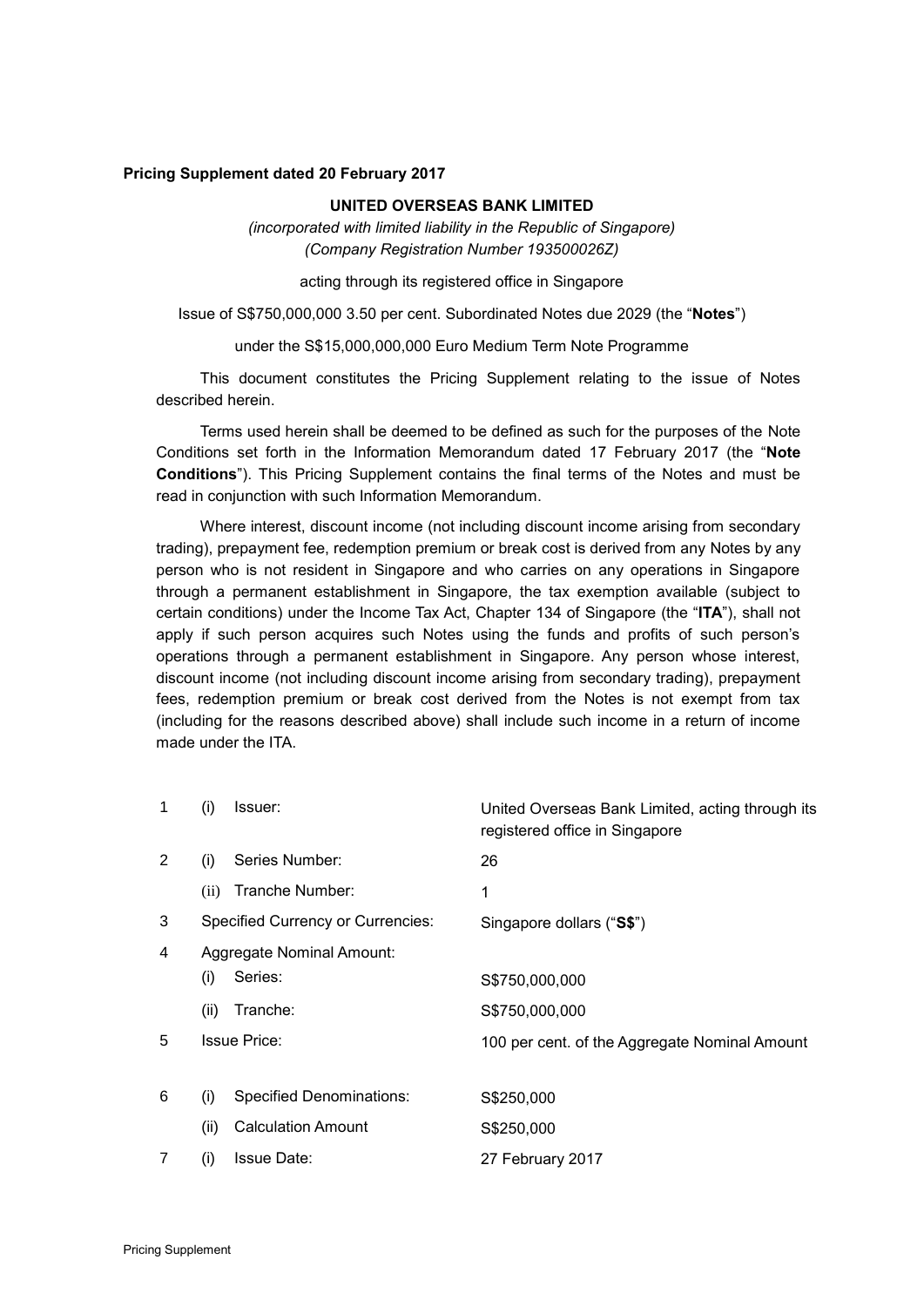**Pricing Supplement dated 20 February 2017**

**UNITED OVERSEAS BANK LIMITED**

*(incorporated with limited liability in the Republic of Singapore)*
*(Company Registration Number 193500026Z)*

acting through its registered office in Singapore

Issue of S$750,000,000 3.50 per cent. Subordinated Notes due 2029 (the "**Notes**")

under the S$15,000,000,000 Euro Medium Term Note Programme

This document constitutes the Pricing Supplement relating to the issue of Notes described herein.

Terms used herein shall be deemed to be defined as such for the purposes of the Note Conditions set forth in the Information Memorandum dated 17 February 2017 (the "**Note Conditions**"). This Pricing Supplement contains the final terms of the Notes and must be read in conjunction with such Information Memorandum.

Where interest, discount income (not including discount income arising from secondary trading), prepayment fee, redemption premium or break cost is derived from any Notes by any person who is not resident in Singapore and who carries on any operations in Singapore through a permanent establishment in Singapore, the tax exemption available (subject to certain conditions) under the Income Tax Act, Chapter 134 of Singapore (the "**ITA**"), shall not apply if such person acquires such Notes using the funds and profits of such person's operations through a permanent establishment in Singapore. Any person whose interest, discount income (not including discount income arising from secondary trading), prepayment fees, redemption premium or break cost derived from the Notes is not exempt from tax (including for the reasons described above) shall include such income in a return of income made under the ITA.

| | | | |
|---|---|---|---|
| 1 | (i) | Issuer: | United Overseas Bank Limited, acting through its registered office in Singapore |
| 2 | (i) | Series Number: | 26 |
| | (ii) | Tranche Number: | 1 |
| 3 | | Specified Currency or Currencies: | Singapore dollars ("**S$**") |
| 4 | | Aggregate Nominal Amount: | |
| | (i) | Series: | S$750,000,000 |
| | (ii) | Tranche: | S$750,000,000 |
| 5 | | Issue Price: | 100 per cent. of the Aggregate Nominal Amount |
| 6 | (i) | Specified Denominations: | S$250,000 |
| | (ii) | Calculation Amount | S$250,000 |
| 7 | (i) | Issue Date: | 27 February 2017 |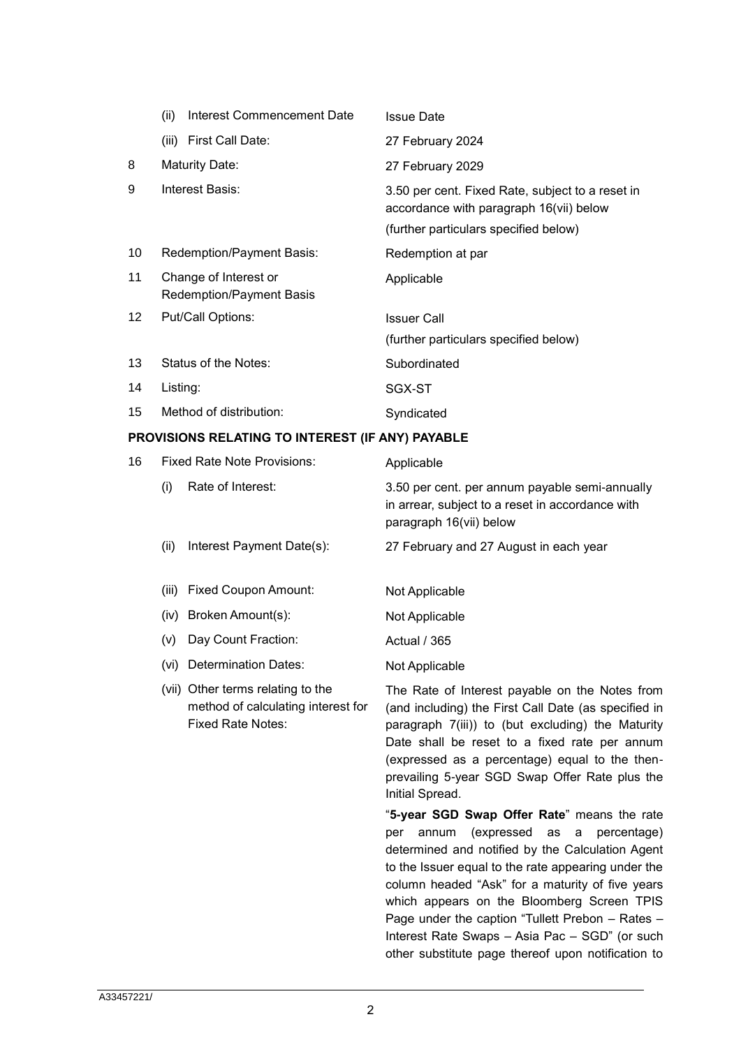| | | |
|---|---|---|
| | (ii) Interest Commencement Date | Issue Date |
| | (iii) First Call Date: | 27 February 2024 |
| 8 | Maturity Date: | 27 February 2029 |
| 9 | Interest Basis: | 3.50 per cent. Fixed Rate, subject to a reset in accordance with paragraph 16(vii) below<br>(further particulars specified below) |
| 10 | Redemption/Payment Basis: | Redemption at par |
| 11 | Change of Interest or Redemption/Payment Basis | Applicable |
| 12 | Put/Call Options: | Issuer Call<br>(further particulars specified below) |
| 13 | Status of the Notes: | Subordinated |
| 14 | Listing: | SGX-ST |
| 15 | Method of distribution: | Syndicated |

**PROVISIONS RELATING TO INTEREST (IF ANY) PAYABLE**

| | | |
|---|---|---|
| 16 | Fixed Rate Note Provisions: | Applicable |
| | (i) Rate of Interest: | 3.50 per cent. per annum payable semi-annually in arrear, subject to a reset in accordance with paragraph 16(vii) below |
| | (ii) Interest Payment Date(s): | 27 February and 27 August in each year |
| | (iii) Fixed Coupon Amount: | Not Applicable |
| | (iv) Broken Amount(s): | Not Applicable |
| | (v) Day Count Fraction: | Actual / 365 |
| | (vi) Determination Dates: | Not Applicable |
| | (vii) Other terms relating to the method of calculating interest for Fixed Rate Notes: | The Rate of Interest payable on the Notes from (and including) the First Call Date (as specified in paragraph 7(iii)) to (but excluding) the Maturity Date shall be reset to a fixed rate per annum (expressed as a percentage) equal to the then-prevailing 5-year SGD Swap Offer Rate plus the Initial Spread.<br><br>"**5-year SGD Swap Offer Rate**" means the rate per annum (expressed as a percentage) determined and notified by the Calculation Agent to the Issuer equal to the rate appearing under the column headed "Ask" for a maturity of five years which appears on the Bloomberg Screen TPIS Page under the caption "Tullett Prebon – Rates – Interest Rate Swaps – Asia Pac – SGD" (or such other substitute page thereof upon notification to |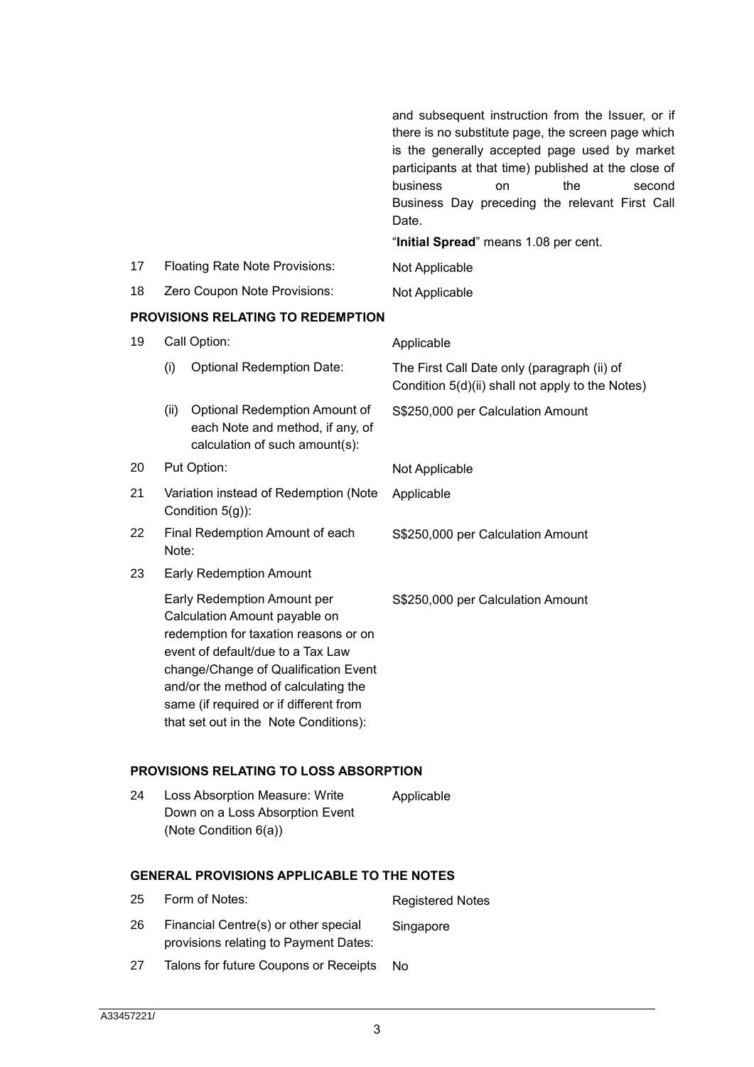| | | |
|---|---|---|
| | | and subsequent instruction from the Issuer, or if there is no substitute page, the screen page which is the generally accepted page used by market participants at that time) published at the close of business on the second Business Day preceding the relevant First Call Date.<br><br>"**Initial Spread**" means 1.08 per cent. |
| 17 | Floating Rate Note Provisions: | Not Applicable |
| 18 | Zero Coupon Note Provisions: | Not Applicable |

**PROVISIONS RELATING TO REDEMPTION**

| | | |
|---|---|---|
| 19 | Call Option: | Applicable |
| | (i) Optional Redemption Date: | The First Call Date only (paragraph (ii) of Condition 5(d)(ii) shall not apply to the Notes) |
| | (ii) Optional Redemption Amount of each Note and method, if any, of calculation of such amount(s): | S$250,000 per Calculation Amount |
| 20 | Put Option: | Not Applicable |
| 21 | Variation instead of Redemption (Note Condition 5(g)): | Applicable |
| 22 | Final Redemption Amount of each Note: | S$250,000 per Calculation Amount |
| 23 | Early Redemption Amount | |
| | Early Redemption Amount per Calculation Amount payable on redemption for taxation reasons or on event of default/due to a Tax Law change/Change of Qualification Event and/or the method of calculating the same (if required or if different from that set out in the Note Conditions): | S$250,000 per Calculation Amount |

**PROVISIONS RELATING TO LOSS ABSORPTION**

| | | |
|---|---|---|
| 24 | Loss Absorption Measure: Write Down on a Loss Absorption Event (Note Condition 6(a)) | Applicable |

**GENERAL PROVISIONS APPLICABLE TO THE NOTES**

| | | |
|---|---|---|
| 25 | Form of Notes: | Registered Notes |
| 26 | Financial Centre(s) or other special provisions relating to Payment Dates: | Singapore |
| 27 | Talons for future Coupons or Receipts | No |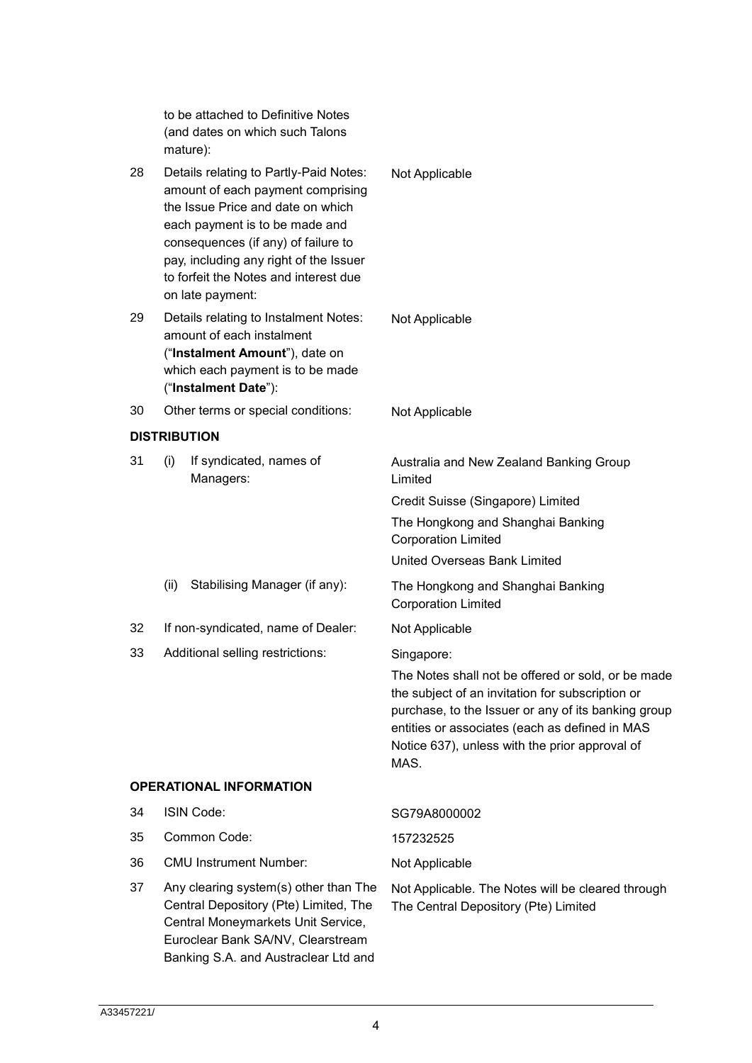| | | |
|---|---|---|
| | to be attached to Definitive Notes (and dates on which such Talons mature): | |
| 28 | Details relating to Partly-Paid Notes: amount of each payment comprising the Issue Price and date on which each payment is to be made and consequences (if any) of failure to pay, including any right of the Issuer to forfeit the Notes and interest due on late payment: | Not Applicable |
| 29 | Details relating to Instalment Notes: amount of each instalment ("**Instalment Amount**"), date on which each payment is to be made ("**Instalment Date**"): | Not Applicable |
| 30 | Other terms or special conditions: | Not Applicable |

**DISTRIBUTION**

| | | |
|---|---|---|
| 31 | (i) If syndicated, names of Managers: | Australia and New Zealand Banking Group Limited<br>Credit Suisse (Singapore) Limited<br>The Hongkong and Shanghai Banking Corporation Limited<br>United Overseas Bank Limited |
| | (ii) Stabilising Manager (if any): | The Hongkong and Shanghai Banking Corporation Limited |
| 32 | If non-syndicated, name of Dealer: | Not Applicable |
| 33 | Additional selling restrictions: | Singapore:<br>The Notes shall not be offered or sold, or be made the subject of an invitation for subscription or purchase, to the Issuer or any of its banking group entities or associates (each as defined in MAS Notice 637), unless with the prior approval of MAS. |

**OPERATIONAL INFORMATION**

| | | |
|---|---|---|
| 34 | ISIN Code: | SG79A8000002 |
| 35 | Common Code: | 157232525 |
| 36 | CMU Instrument Number: | Not Applicable |
| 37 | Any clearing system(s) other than The Central Depository (Pte) Limited, The Central Moneymarkets Unit Service, Euroclear Bank SA/NV, Clearstream Banking S.A. and Austraclear Ltd and | Not Applicable. The Notes will be cleared through The Central Depository (Pte) Limited |

A33457221/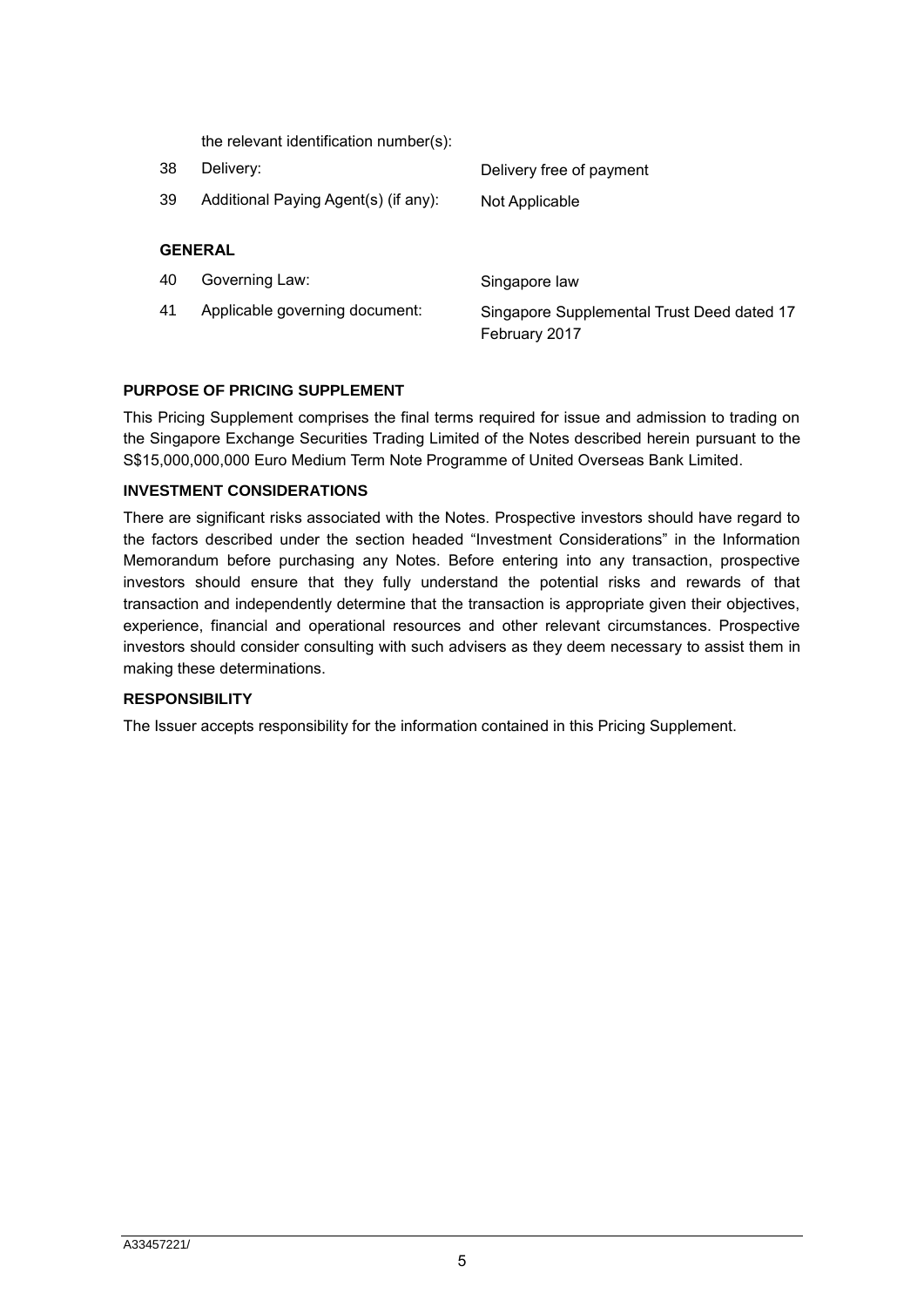|  | the relevant identification number(s): |  |
| --- | --- | --- |
| 38 | Delivery: | Delivery free of payment |
| 39 | Additional Paying Agent(s) (if any): | Not Applicable |

**GENERAL**

|  |  |  |
| --- | --- | --- |
| 40 | Governing Law: | Singapore law |
| 41 | Applicable governing document: | Singapore Supplemental Trust Deed dated 17 February 2017 |

**PURPOSE OF PRICING SUPPLEMENT**

This Pricing Supplement comprises the final terms required for issue and admission to trading on the Singapore Exchange Securities Trading Limited of the Notes described herein pursuant to the S$15,000,000,000 Euro Medium Term Note Programme of United Overseas Bank Limited.

**INVESTMENT CONSIDERATIONS**

There are significant risks associated with the Notes. Prospective investors should have regard to the factors described under the section headed "Investment Considerations" in the Information Memorandum before purchasing any Notes. Before entering into any transaction, prospective investors should ensure that they fully understand the potential risks and rewards of that transaction and independently determine that the transaction is appropriate given their objectives, experience, financial and operational resources and other relevant circumstances. Prospective investors should consider consulting with such advisers as they deem necessary to assist them in making these determinations.

**RESPONSIBILITY**

The Issuer accepts responsibility for the information contained in this Pricing Supplement.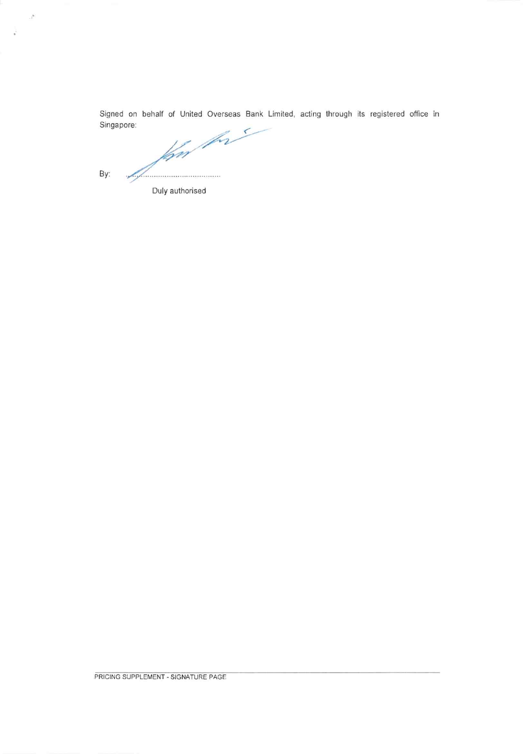Signed on behalf of United Overseas Bank Limited, acting through its registered office in Singapore:

By: ........................................

Duly authorised

PRICING SUPPLEMENT - SIGNATURE PAGE